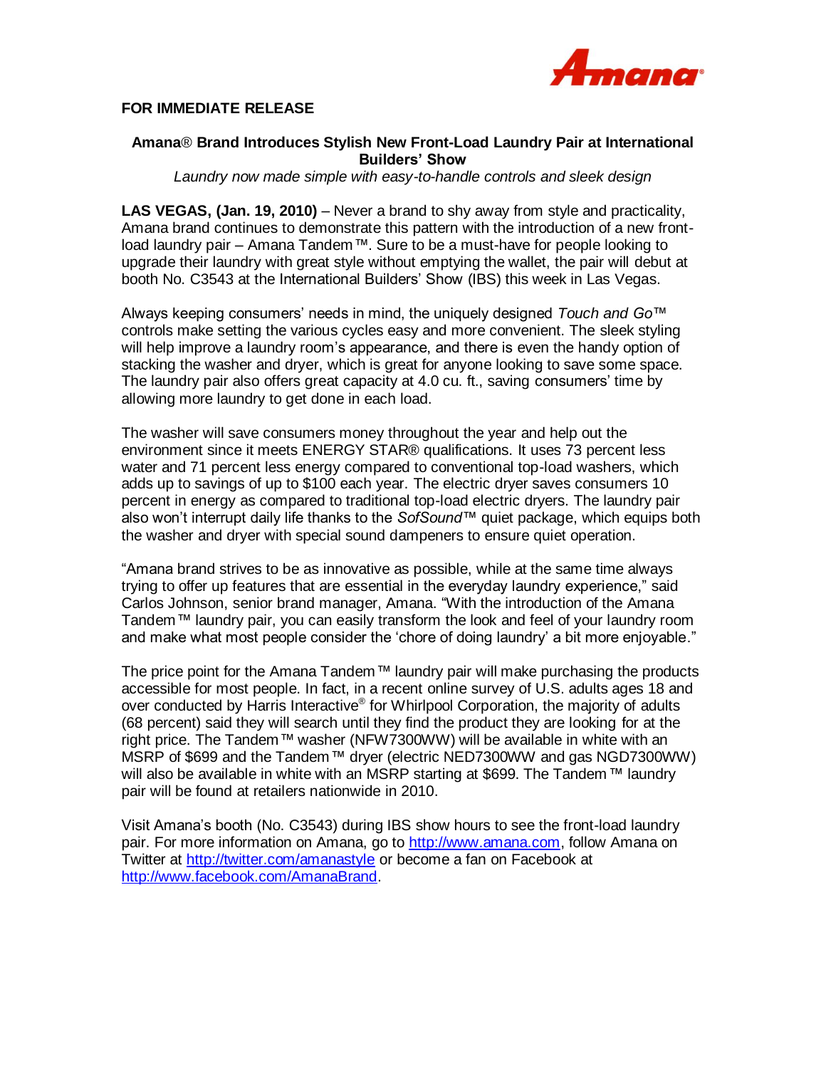**FOR IMMEDIATE RELEASE**

## Amana® Brand Introduces Stylish New Front-Load Laundry Pair at International Builders' Show

*Laundry now made simple with easy-to-handle controls and sleek design*

**LAS VEGAS, (Jan. 19, 2010)** – Never a brand to shy away from style and practicality, Amana brand continues to demonstrate this pattern with the introduction of a new front-load laundry pair – Amana Tandem™. Sure to be a must-have for people looking to upgrade their laundry with great style without emptying the wallet, the pair will debut at booth No. C3543 at the International Builders' Show (IBS) this week in Las Vegas.

Always keeping consumers' needs in mind, the uniquely designed *Touch and Go*™ controls make setting the various cycles easy and more convenient. The sleek styling will help improve a laundry room's appearance, and there is even the handy option of stacking the washer and dryer, which is great for anyone looking to save some space. The laundry pair also offers great capacity at 4.0 cu. ft., saving consumers' time by allowing more laundry to get done in each load.

The washer will save consumers money throughout the year and help out the environment since it meets ENERGY STAR® qualifications. It uses 73 percent less water and 71 percent less energy compared to conventional top-load washers, which adds up to savings of up to $100 each year. The electric dryer saves consumers 10 percent in energy as compared to traditional top-load electric dryers. The laundry pair also won't interrupt daily life thanks to the *SofSound*™ quiet package, which equips both the washer and dryer with special sound dampeners to ensure quiet operation.

"Amana brand strives to be as innovative as possible, while at the same time always trying to offer up features that are essential in the everyday laundry experience," said Carlos Johnson, senior brand manager, Amana. "With the introduction of the Amana Tandem™ laundry pair, you can easily transform the look and feel of your laundry room and make what most people consider the 'chore of doing laundry' a bit more enjoyable."

The price point for the Amana Tandem™ laundry pair will make purchasing the products accessible for most people. In fact, in a recent online survey of U.S. adults ages 18 and over conducted by Harris Interactive® for Whirlpool Corporation, the majority of adults (68 percent) said they will search until they find the product they are looking for at the right price. The Tandem™ washer (NFW7300WW) will be available in white with an MSRP of $699 and the Tandem™ dryer (electric NED7300WW and gas NGD7300WW) will also be available in white with an MSRP starting at $699. The Tandem™ laundry pair will be found at retailers nationwide in 2010.

Visit Amana's booth (No. C3543) during IBS show hours to see the front-load laundry pair. For more information on Amana, go to http://www.amana.com, follow Amana on Twitter at http://twitter.com/amanastyle or become a fan on Facebook at http://www.facebook.com/AmanaBrand.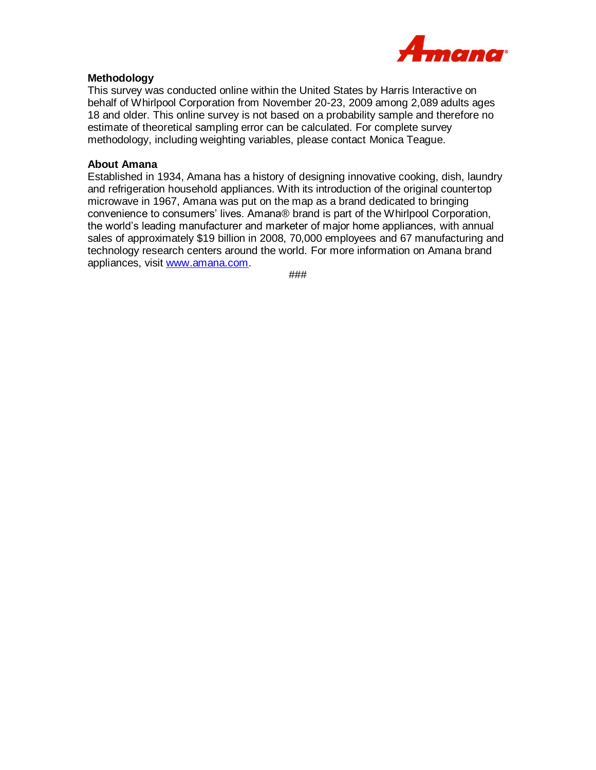**Methodology**
This survey was conducted online within the United States by Harris Interactive on behalf of Whirlpool Corporation from November 20-23, 2009 among 2,089 adults ages 18 and older. This online survey is not based on a probability sample and therefore no estimate of theoretical sampling error can be calculated. For complete survey methodology, including weighting variables, please contact Monica Teague.

**About Amana**
Established in 1934, Amana has a history of designing innovative cooking, dish, laundry and refrigeration household appliances. With its introduction of the original countertop microwave in 1967, Amana was put on the map as a brand dedicated to bringing convenience to consumers' lives. Amana® brand is part of the Whirlpool Corporation, the world's leading manufacturer and marketer of major home appliances, with annual sales of approximately $19 billion in 2008, 70,000 employees and 67 manufacturing and technology research centers around the world. For more information on Amana brand appliances, visit www.amana.com.

###